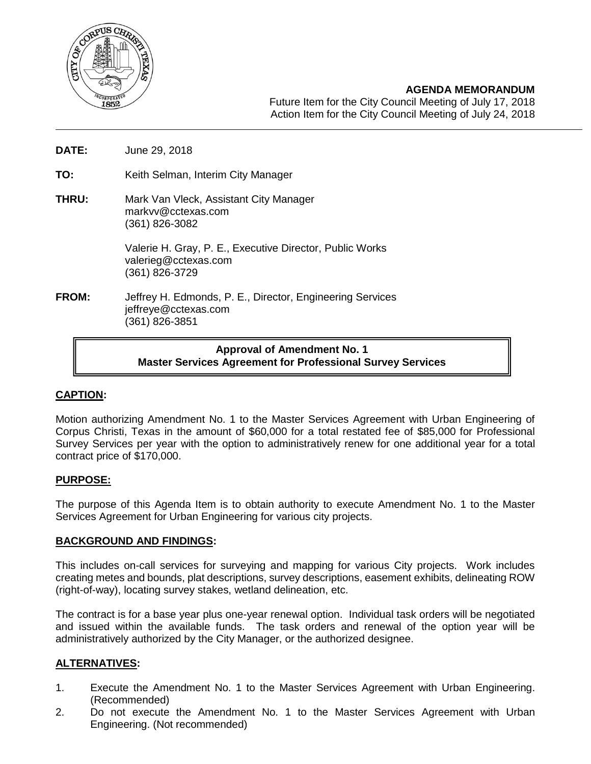**AGENDA MEMORANDUM**
Future Item for the City Council Meeting of July 17, 2018
Action Item for the City Council Meeting of July 24, 2018

**DATE:** June 29, 2018

**TO:** Keith Selman, Interim City Manager

**THRU:** Mark Van Vleck, Assistant City Manager
markvv@cctexas.com
(361) 826-3082

Valerie H. Gray, P. E., Executive Director, Public Works
valerieg@cctexas.com
(361) 826-3729

**FROM:** Jeffrey H. Edmonds, P. E., Director, Engineering Services
jeffreye@cctexas.com
(361) 826-3851

**Approval of Amendment No. 1**
**Master Services Agreement for Professional Survey Services**

## CAPTION:

Motion authorizing Amendment No. 1 to the Master Services Agreement with Urban Engineering of Corpus Christi, Texas in the amount of $60,000 for a total restated fee of $85,000 for Professional Survey Services per year with the option to administratively renew for one additional year for a total contract price of $170,000.

## PURPOSE:

The purpose of this Agenda Item is to obtain authority to execute Amendment No. 1 to the Master Services Agreement for Urban Engineering for various city projects.

## BACKGROUND AND FINDINGS:

This includes on-call services for surveying and mapping for various City projects. Work includes creating metes and bounds, plat descriptions, survey descriptions, easement exhibits, delineating ROW (right-of-way), locating survey stakes, wetland delineation, etc.

The contract is for a base year plus one-year renewal option. Individual task orders will be negotiated and issued within the available funds. The task orders and renewal of the option year will be administratively authorized by the City Manager, or the authorized designee.

## ALTERNATIVES:

1. Execute the Amendment No. 1 to the Master Services Agreement with Urban Engineering. (Recommended)
2. Do not execute the Amendment No. 1 to the Master Services Agreement with Urban Engineering. (Not recommended)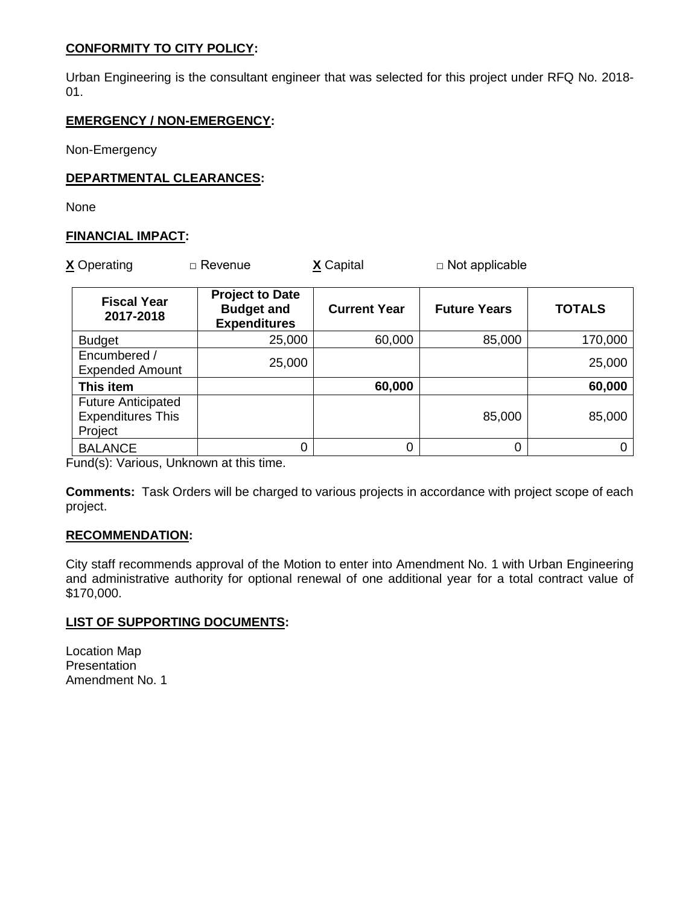**CONFORMITY TO CITY POLICY:**

Urban Engineering is the consultant engineer that was selected for this project under RFQ No. 2018-01.

**EMERGENCY / NON-EMERGENCY:**

Non-Emergency

**DEPARTMENTAL CLEARANCES:**

None

**FINANCIAL IMPACT:**

**X** Operating □ Revenue **X** Capital □ Not applicable

| Fiscal Year 2017-2018 | Project to Date Budget and Expenditures | Current Year | Future Years | TOTALS |
|---|---|---|---|---|
| Budget | 25,000 | 60,000 | 85,000 | 170,000 |
| Encumbered / Expended Amount | 25,000 | | | 25,000 |
| **This item** | | **60,000** | | **60,000** |
| Future Anticipated Expenditures This Project | | | 85,000 | 85,000 |
| BALANCE | 0 | 0 | 0 | 0 |

Fund(s): Various, Unknown at this time.

**Comments:** Task Orders will be charged to various projects in accordance with project scope of each project.

**RECOMMENDATION:**

City staff recommends approval of the Motion to enter into Amendment No. 1 with Urban Engineering and administrative authority for optional renewal of one additional year for a total contract value of $170,000.

**LIST OF SUPPORTING DOCUMENTS:**

Location Map
Presentation
Amendment No. 1